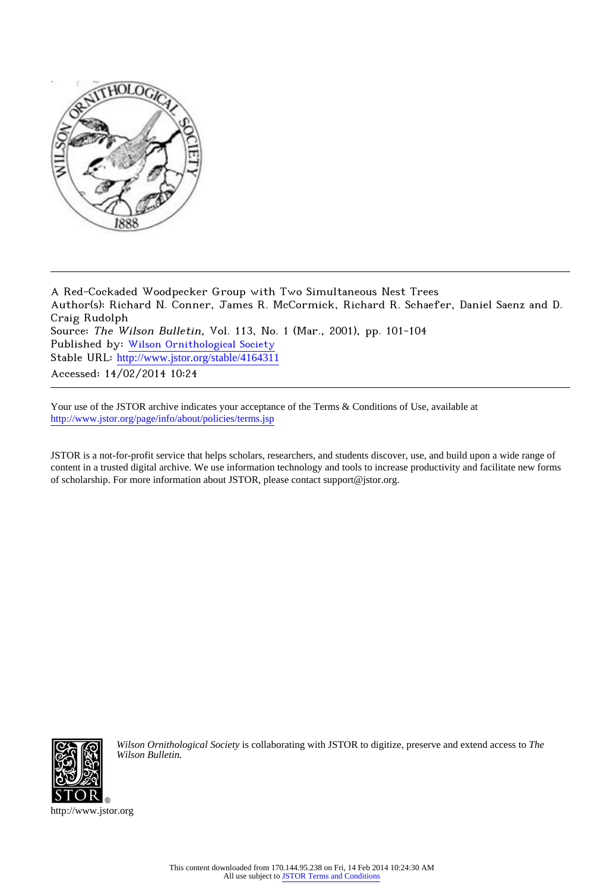A Red-Cockaded Woodpecker Group with Two Simultaneous Nest Trees
Author(s): Richard N. Conner, James R. McCormick, Richard R. Schaefer, Daniel Saenz and D. Craig Rudolph
Source: *The Wilson Bulletin*, Vol. 113, No. 1 (Mar., 2001), pp. 101-104
Published by: Wilson Ornithological Society
Stable URL: http://www.jstor.org/stable/4164311
Accessed: 14/02/2014 10:24

---

Your use of the JSTOR archive indicates your acceptance of the Terms & Conditions of Use, available at http://www.jstor.org/page/info/about/policies/terms.jsp

JSTOR is a not-for-profit service that helps scholars, researchers, and students discover, use, and build upon a wide range of content in a trusted digital archive. We use information technology and tools to increase productivity and facilitate new forms of scholarship. For more information about JSTOR, please contact support@jstor.org.

*Wilson Ornithological Society* is collaborating with JSTOR to digitize, preserve and extend access to *The Wilson Bulletin.*

http://www.jstor.org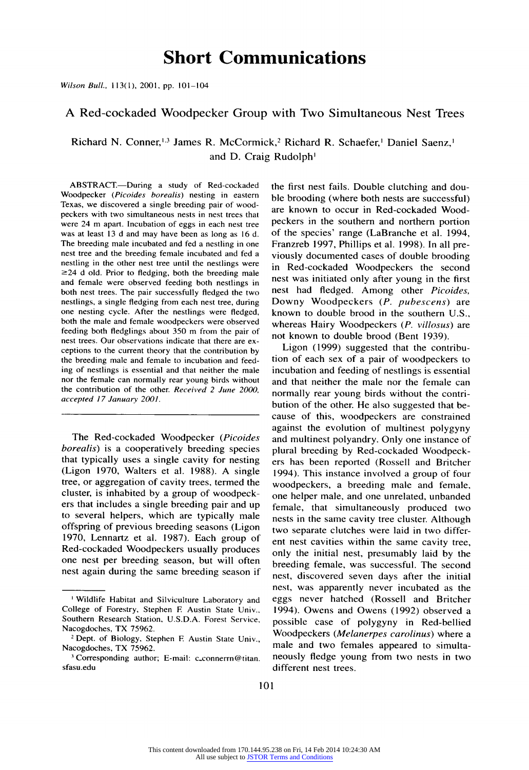# Short Communications

## A Red-cockaded Woodpecker Group with Two Simultaneous Nest Trees

Richard N. Conner,[1,3] James R. McCormick,[2] Richard R. Schaefer,[1] Daniel Saenz,[1] and D. Craig Rudolph[1]

ABSTRACT.—During a study of Red-cockaded Woodpecker (*Picoides borealis*) nesting in eastern Texas, we discovered a single breeding pair of woodpeckers with two simultaneous nests in nest trees that were 24 m apart. Incubation of eggs in each nest tree was at least 13 d and may have been as long as 16 d. The breeding male incubated and fed a nestling in one nest tree and the breeding female incubated and fed a nestling in the other nest tree until the nestlings were ≥24 d old. Prior to fledging, both the breeding male and female were observed feeding both nestlings in both nest trees. The pair successfully fledged the two nestlings, a single fledging from each nest tree, during one nesting cycle. After the nestlings were fledged, both the male and female woodpeckers were observed feeding both fledglings about 350 m from the pair of nest trees. Our observations indicate that there are exceptions to the current theory that the contribution by the breeding male and female to incubation and feeding of nestlings is essential and that neither the male nor the female can normally rear young birds without the contribution of the other. *Received 2 June 2000, accepted 17 January 2001.*

---

The Red-cockaded Woodpecker (*Picoides borealis*) is a cooperatively breeding species that typically uses a single cavity for nesting (Ligon 1970, Walters et al. 1988). A single tree, or aggregation of cavity trees, termed the cluster, is inhabited by a group of woodpeckers that includes a single breeding pair and up to several helpers, which are typically male offspring of previous breeding seasons (Ligon 1970, Lennartz et al. 1987). Each group of Red-cockaded Woodpeckers usually produces one nest per breeding season, but will often nest again during the same breeding season if the first nest fails. Double clutching and double brooding (where both nests are successful) are known to occur in Red-cockaded Woodpeckers in the southern and northern portion of the species' range (LaBranche et al. 1994, Franzreb 1997, Phillips et al. 1998). In all previously documented cases of double brooding in Red-cockaded Woodpeckers the second nest was initiated only after young in the first nest had fledged. Among other *Picoides*, Downy Woodpeckers (*P. pubescens*) are known to double brood in the southern U.S., whereas Hairy Woodpeckers (*P. villosus*) are not known to double brood (Bent 1939).

Ligon (1999) suggested that the contribution of each sex of a pair of woodpeckers to incubation and feeding of nestlings is essential and that neither the male nor the female can normally rear young birds without the contribution of the other. He also suggested that because of this, woodpeckers are constrained against the evolution of multinest polygyny and multinest polyandry. Only one instance of plural breeding by Red-cockaded Woodpeckers has been reported (Rossell and Britcher 1994). This instance involved a group of four woodpeckers, a breeding male and female, one helper male, and one unrelated, unbanded female, that simultaneously produced two nests in the same cavity tree cluster. Although two separate clutches were laid in two different nest cavities within the same cavity tree, only the initial nest, presumably laid by the breeding female, was successful. The second nest, discovered seven days after the initial nest, was apparently never incubated as the eggs never hatched (Rossell and Britcher 1994). Owens and Owens (1992) observed a possible case of polygyny in Red-bellied Woodpeckers (*Melanerpes carolinus*) where a male and two females appeared to simultaneously fledge young from two nests in two different nest trees.

---

[1] Wildlife Habitat and Silviculture Laboratory and College of Forestry, Stephen F. Austin State Univ., Southern Research Station, U.S.D.A. Forest Service, Nacogdoches, TX 75962.

[2] Dept. of Biology, Stephen F. Austin State Univ., Nacogdoches, TX 75962.

[3] Corresponding author; E-mail: c_connerrn@titan.sfasu.edu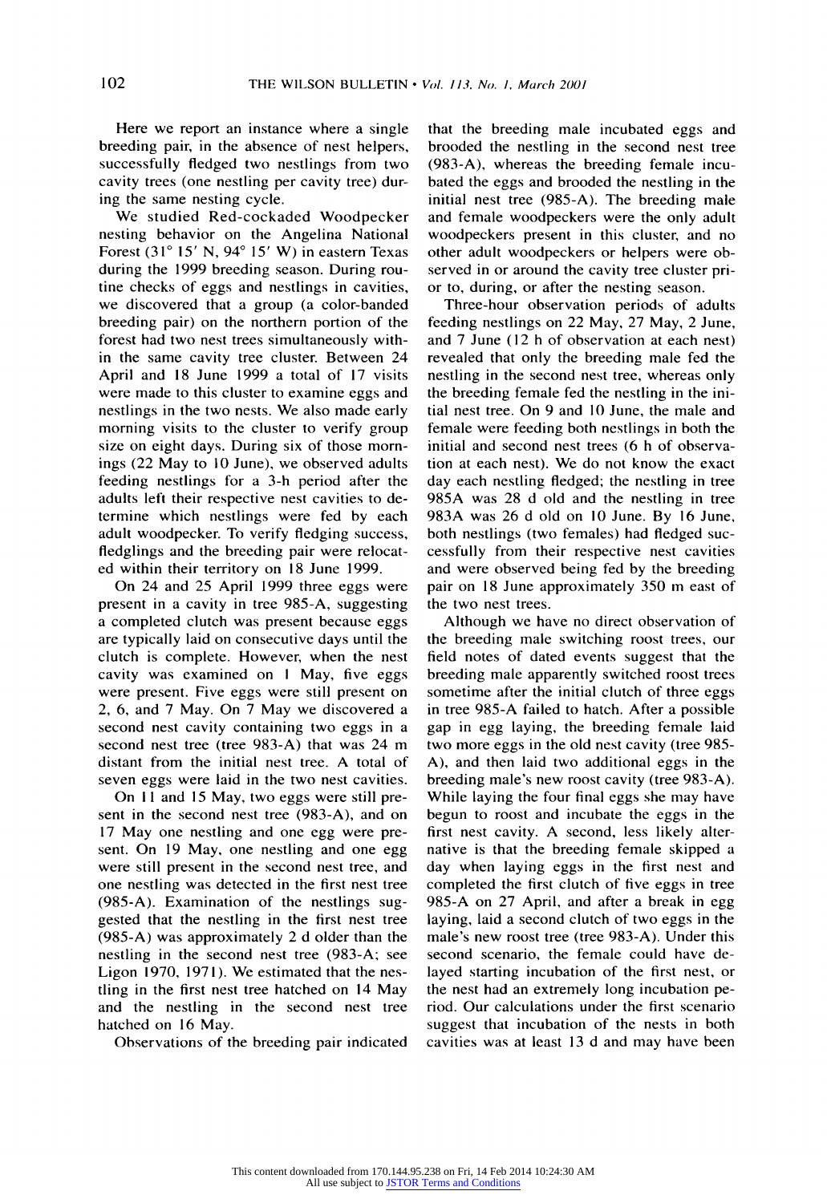Here we report an instance where a single breeding pair, in the absence of nest helpers, successfully fledged two nestlings from two cavity trees (one nestling per cavity tree) during the same nesting cycle.

We studied Red-cockaded Woodpecker nesting behavior on the Angelina National Forest (31° 15′ N, 94° 15′ W) in eastern Texas during the 1999 breeding season. During routine checks of eggs and nestlings in cavities, we discovered that a group (a color-banded breeding pair) on the northern portion of the forest had two nest trees simultaneously within the same cavity tree cluster. Between 24 April and 18 June 1999 a total of 17 visits were made to this cluster to examine eggs and nestlings in the two nests. We also made early morning visits to the cluster to verify group size on eight days. During six of those mornings (22 May to 10 June), we observed adults feeding nestlings for a 3-h period after the adults left their respective nest cavities to determine which nestlings were fed by each adult woodpecker. To verify fledging success, fledglings and the breeding pair were relocated within their territory on 18 June 1999.

On 24 and 25 April 1999 three eggs were present in a cavity in tree 985-A, suggesting a completed clutch was present because eggs are typically laid on consecutive days until the clutch is complete. However, when the nest cavity was examined on 1 May, five eggs were present. Five eggs were still present on 2, 6, and 7 May. On 7 May we discovered a second nest cavity containing two eggs in a second nest tree (tree 983-A) that was 24 m distant from the initial nest tree. A total of seven eggs were laid in the two nest cavities.

On 11 and 15 May, two eggs were still present in the second nest tree (983-A), and on 17 May one nestling and one egg were present. On 19 May, one nestling and one egg were still present in the second nest tree, and one nestling was detected in the first nest tree (985-A). Examination of the nestlings suggested that the nestling in the first nest tree (985-A) was approximately 2 d older than the nestling in the second nest tree (983-A; see Ligon 1970, 1971). We estimated that the nestling in the first nest tree hatched on 14 May and the nestling in the second nest tree hatched on 16 May.

Observations of the breeding pair indicated that the breeding male incubated eggs and brooded the nestling in the second nest tree (983-A), whereas the breeding female incubated the eggs and brooded the nestling in the initial nest tree (985-A). The breeding male and female woodpeckers were the only adult woodpeckers present in this cluster, and no other adult woodpeckers or helpers were observed in or around the cavity tree cluster prior to, during, or after the nesting season.

Three-hour observation periods of adults feeding nestlings on 22 May, 27 May, 2 June, and 7 June (12 h of observation at each nest) revealed that only the breeding male fed the nestling in the second nest tree, whereas only the breeding female fed the nestling in the initial nest tree. On 9 and 10 June, the male and female were feeding both nestlings in both the initial and second nest trees (6 h of observation at each nest). We do not know the exact day each nestling fledged; the nestling in tree 985A was 28 d old and the nestling in tree 983A was 26 d old on 10 June. By 16 June, both nestlings (two females) had fledged successfully from their respective nest cavities and were observed being fed by the breeding pair on 18 June approximately 350 m east of the two nest trees.

Although we have no direct observation of the breeding male switching roost trees, our field notes of dated events suggest that the breeding male apparently switched roost trees sometime after the initial clutch of three eggs in tree 985-A failed to hatch. After a possible gap in egg laying, the breeding female laid two more eggs in the old nest cavity (tree 985-A), and then laid two additional eggs in the breeding male's new roost cavity (tree 983-A). While laying the four final eggs she may have begun to roost and incubate the eggs in the first nest cavity. A second, less likely alternative is that the breeding female skipped a day when laying eggs in the first nest and completed the first clutch of five eggs in tree 985-A on 27 April, and after a break in egg laying, laid a second clutch of two eggs in the male's new roost tree (tree 983-A). Under this second scenario, the female could have delayed starting incubation of the first nest, or the nest had an extremely long incubation period. Our calculations under the first scenario suggest that incubation of the nests in both cavities was at least 13 d and may have been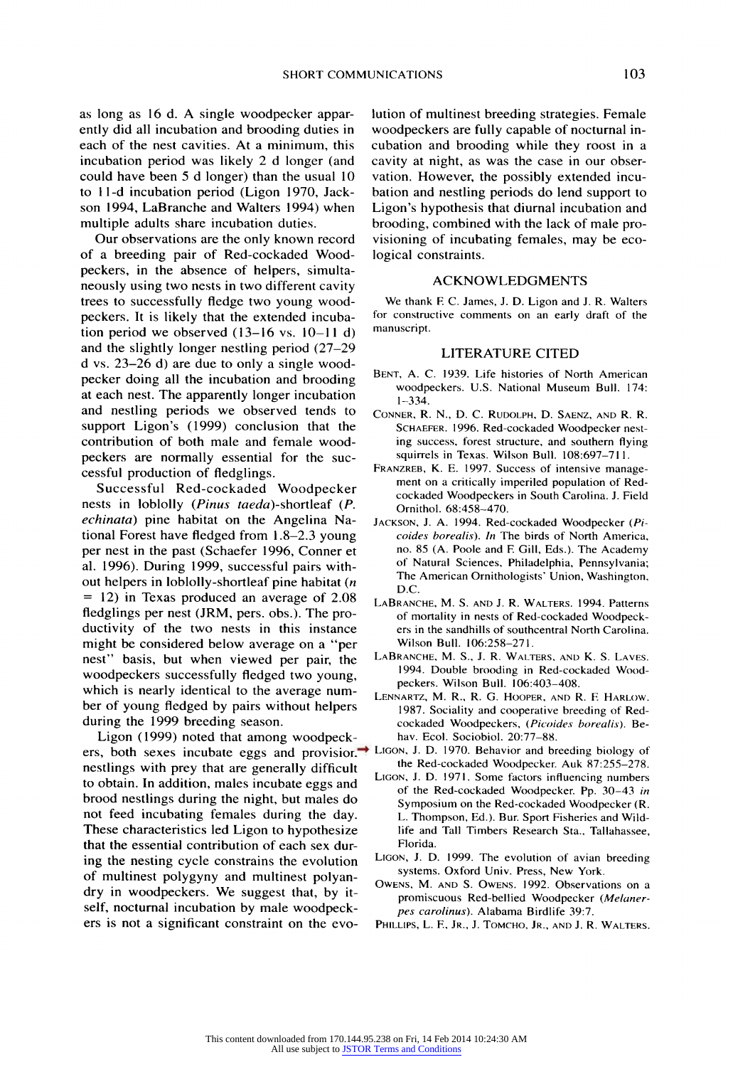as long as 16 d. A single woodpecker apparently did all incubation and brooding duties in each of the nest cavities. At a minimum, this incubation period was likely 2 d longer (and could have been 5 d longer) than the usual 10 to 11-d incubation period (Ligon 1970, Jackson 1994, LaBranche and Walters 1994) when multiple adults share incubation duties.

Our observations are the only known record of a breeding pair of Red-cockaded Woodpeckers, in the absence of helpers, simultaneously using two nests in two different cavity trees to successfully fledge two young woodpeckers. It is likely that the extended incubation period we observed (13–16 vs. 10–11 d) and the slightly longer nestling period (27–29 d vs. 23–26 d) are due to only a single woodpecker doing all the incubation and brooding at each nest. The apparently longer incubation and nestling periods we observed tends to support Ligon's (1999) conclusion that the contribution of both male and female woodpeckers are normally essential for the successful production of fledglings.

Successful Red-cockaded Woodpecker nests in loblolly (*Pinus taeda*)-shortleaf (*P. echinata*) pine habitat on the Angelina National Forest have fledged from 1.8–2.3 young per nest in the past (Schaefer 1996, Conner et al. 1996). During 1999, successful pairs without helpers in loblolly-shortleaf pine habitat ($n = 12$) in Texas produced an average of 2.08 fledglings per nest (JRM, pers. obs.). The productivity of the two nests in this instance might be considered below average on a "per nest" basis, but when viewed per pair, the woodpeckers successfully fledged two young, which is nearly identical to the average number of young fledged by pairs without helpers during the 1999 breeding season.

Ligon (1999) noted that among woodpeckers, both sexes incubate eggs and provision nestlings with prey that are generally difficult to obtain. In addition, males incubate eggs and brood nestlings during the night, but males do not feed incubating females during the day. These characteristics led Ligon to hypothesize that the essential contribution of each sex during the nesting cycle constrains the evolution of multinest polygyny and multinest polyandry in woodpeckers. We suggest that, by itself, nocturnal incubation by male woodpeckers is not a significant constraint on the evolution of multinest breeding strategies. Female woodpeckers are fully capable of nocturnal incubation and brooding while they roost in a cavity at night, as was the case in our observation. However, the possibly extended incubation and nestling periods do lend support to Ligon's hypothesis that diurnal incubation and brooding, combined with the lack of male provisioning of incubating females, may be ecological constraints.

## ACKNOWLEDGMENTS

We thank F. C. James, J. D. Ligon and J. R. Walters for constructive comments on an early draft of the manuscript.

## LITERATURE CITED

Bent, A. C. 1939. Life histories of North American woodpeckers. U.S. National Museum Bull. 174: 1–334.

Conner, R. N., D. C. Rudolph, D. Saenz, and R. R. Schaefer. 1996. Red-cockaded Woodpecker nesting success, forest structure, and southern flying squirrels in Texas. Wilson Bull. 108:697–711.

Franzreb, K. E. 1997. Success of intensive management on a critically imperiled population of Red-cockaded Woodpeckers in South Carolina. J. Field Ornithol. 68:458–470.

Jackson, J. A. 1994. Red-cockaded Woodpecker (*Picoides borealis*). *In* The birds of North America, no. 85 (A. Poole and F. Gill, Eds.). The Academy of Natural Sciences, Philadelphia, Pennsylvania; The American Ornithologists' Union, Washington, D.C.

LaBranche, M. S. and J. R. Walters. 1994. Patterns of mortality in nests of Red-cockaded Woodpeckers in the sandhills of southcentral North Carolina. Wilson Bull. 106:258–271.

LaBranche, M. S., J. R. Walters, and K. S. Laves. 1994. Double brooding in Red-cockaded Woodpeckers. Wilson Bull. 106:403–408.

Lennartz, M. R., R. G. Hooper, and R. F. Harlow. 1987. Sociality and cooperative breeding of Red-cockaded Woodpeckers, (*Picoides borealis*). Behav. Ecol. Sociobiol. 20:77–88.

Ligon, J. D. 1970. Behavior and breeding biology of the Red-cockaded Woodpecker. Auk 87:255–278.

Ligon, J. D. 1971. Some factors influencing numbers of the Red-cockaded Woodpecker. Pp. 30–43 *in* Symposium on the Red-cockaded Woodpecker (R. L. Thompson, Ed.). Bur. Sport Fisheries and Wildlife and Tall Timbers Research Sta., Tallahassee, Florida.

Ligon, J. D. 1999. The evolution of avian breeding systems. Oxford Univ. Press, New York.

Owens, M. and S. Owens. 1992. Observations on a promiscuous Red-bellied Woodpecker (*Melanerpes carolinus*). Alabama Birdlife 39:7.

Phillips, L. F., Jr., J. Tomcho, Jr., and J. R. Walters.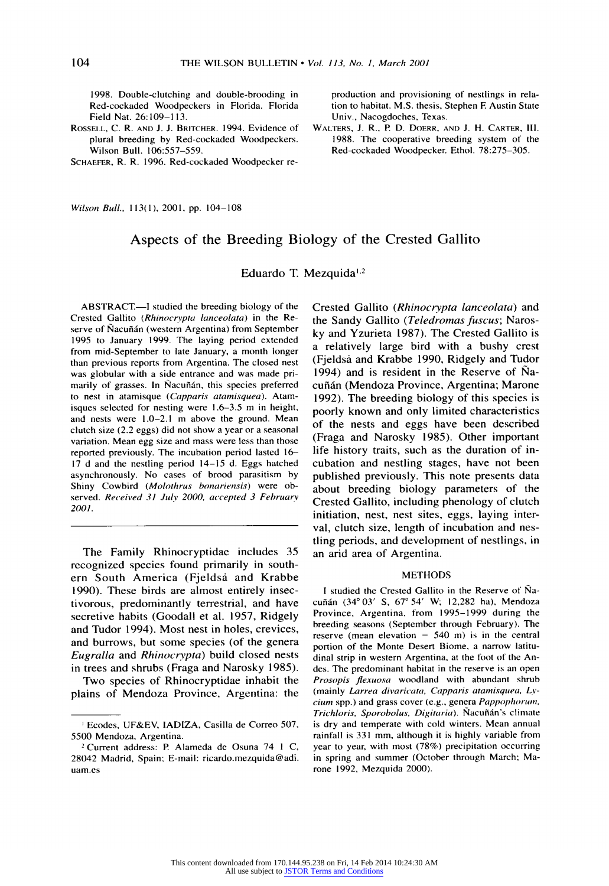1998. Double-clutching and double-brooding in Red-cockaded Woodpeckers in Florida. Florida Field Nat. 26:109–113.

ROSSELL, C. R. AND J. J. BRITCHER. 1994. Evidence of plural breeding by Red-cockaded Woodpeckers. Wilson Bull. 106:557–559.

SCHAEFER, R. R. 1996. Red-cockaded Woodpecker reproduction and provisioning of nestlings in relation to habitat. M.S. thesis, Stephen F. Austin State Univ., Nacogdoches, Texas.

WALTERS, J. R., P. D. DOERR, AND J. H. CARTER, III. 1988. The cooperative breeding system of the Red-cockaded Woodpecker. Ethol. 78:275–305.

---

*Wilson Bull.*, 113(1), 2001, pp. 104–108

# Aspects of the Breeding Biology of the Crested Gallito

Eduardo T. Mezquida[1,2]

ABSTRACT.—I studied the breeding biology of the Crested Gallito (*Rhinocrypta lanceolata*) in the Reserve of Ñacuñán (western Argentina) from September 1995 to January 1999. The laying period extended from mid-September to late January, a month longer than previous reports from Argentina. The closed nest was globular with a side entrance and was made primarily of grasses. In Ñacuñán, this species preferred to nest in atamisque (*Capparis atamisquea*). Atamisques selected for nesting were 1.6–3.5 m in height, and nests were 1.0–2.1 m above the ground. Mean clutch size (2.2 eggs) did not show a year or a seasonal variation. Mean egg size and mass were less than those reported previously. The incubation period lasted 16–17 d and the nestling period 14–15 d. Eggs hatched asynchronously. No cases of brood parasitism by Shiny Cowbird (*Molothrus bonariensis*) were observed. *Received 31 July 2000, accepted 3 February 2001.*

The Family Rhinocryptidae includes 35 recognized species found primarily in southern South America (Fjeldså and Krabbe 1990). These birds are almost entirely insectivorous, predominantly terrestrial, and have secretive habits (Goodall et al. 1957, Ridgely and Tudor 1994). Most nest in holes, crevices, and burrows, but some species (of the genera *Eugralla* and *Rhinocrypta*) build closed nests in trees and shrubs (Fraga and Narosky 1985).

Two species of Rhinocryptidae inhabit the plains of Mendoza Province, Argentina: the Crested Gallito (*Rhinocrypta lanceolata*) and the Sandy Gallito (*Teledromas fuscus*; Narosky and Yzurieta 1987). The Crested Gallito is a relatively large bird with a bushy crest (Fjeldså and Krabbe 1990, Ridgely and Tudor 1994) and is resident in the Reserve of Ñacuñán (Mendoza Province, Argentina; Marone 1992). The breeding biology of this species is poorly known and only limited characteristics of the nests and eggs have been described (Fraga and Narosky 1985). Other important life history traits, such as the duration of incubation and nestling stages, have not been published previously. This note presents data about breeding biology parameters of the Crested Gallito, including phenology of clutch initiation, nest, nest sites, eggs, laying interval, clutch size, length of incubation and nestling periods, and development of nestlings, in an arid area of Argentina.

## METHODS

I studied the Crested Gallito in the Reserve of Ñacuñán (34° 03′ S, 67° 54′ W; 12,282 ha), Mendoza Province, Argentina, from 1995–1999 during the breeding seasons (September through February). The reserve (mean elevation = 540 m) is in the central portion of the Monte Desert Biome, a narrow latitudinal strip in western Argentina, at the foot of the Andes. The predominant habitat in the reserve is an open *Prosopis flexuosa* woodland with abundant shrub (mainly *Larrea divaricata*, *Capparis atamisquea*, *Lycium* spp.) and grass cover (e.g., genera *Pappophorum*, *Trichloris*, *Sporobolus*, *Digitaria*). Ñacuñán's climate is dry and temperate with cold winters. Mean annual rainfall is 331 mm, although it is highly variable from year to year, with most (78%) precipitation occurring in spring and summer (October through March; Marone 1992, Mezquida 2000).

---

[1] Ecodes, UF&EV, IADIZA, Casilla de Correo 507, 5500 Mendoza, Argentina.

[2] Current address: P. Alameda de Osuna 74 1 C, 28042 Madrid, Spain; E-mail: ricardo.mezquida@adi.uam.es